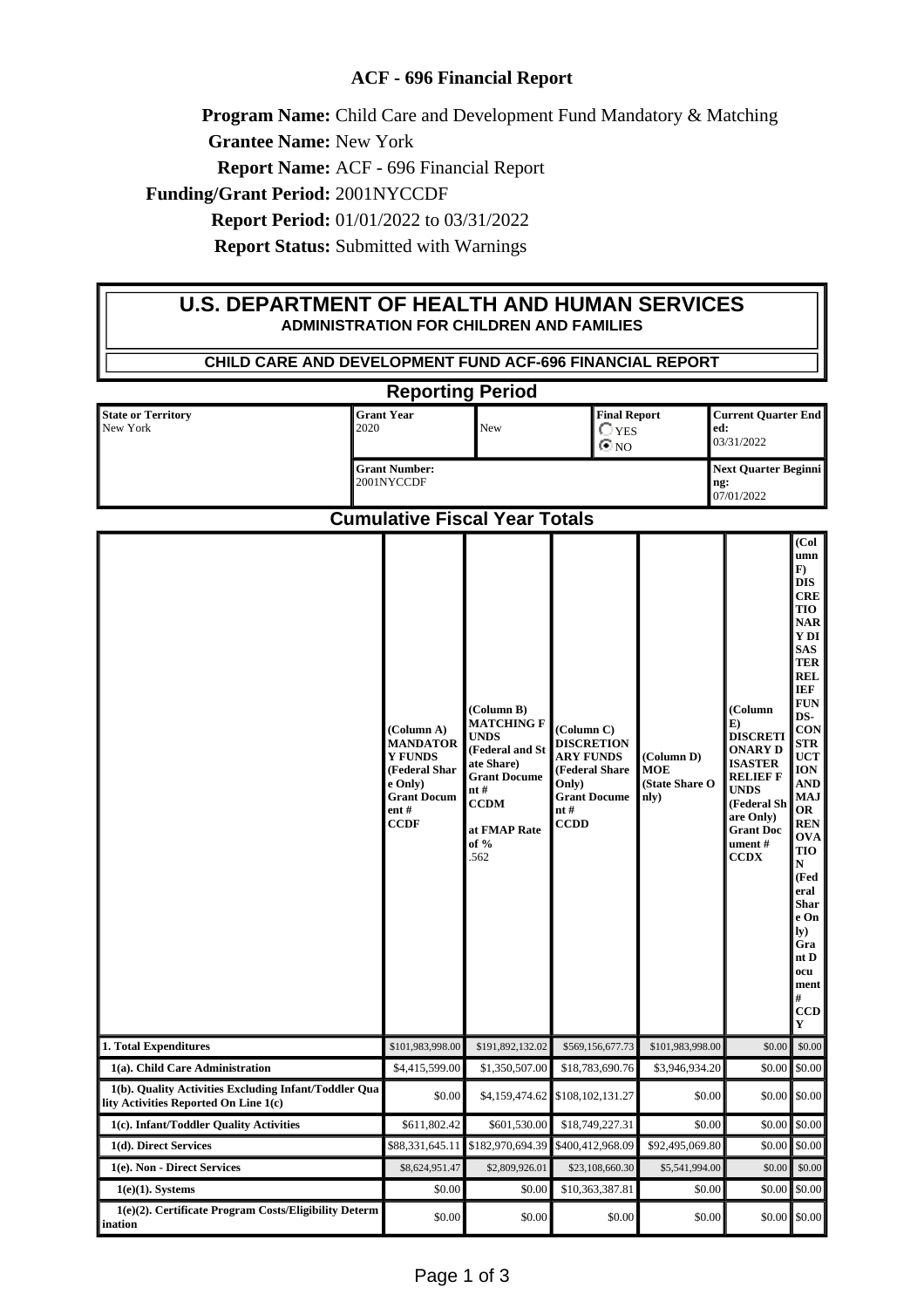**ACF - 696 Financial Report**

**Program Name:** Child Care and Development Fund Mandatory & Matching

**Grantee Name:** New York

**Report Name:** ACF - 696 Financial Report

**Funding/Grant Period:** 2001NYCCDF

**Report Period:** 01/01/2022 to 03/31/2022

**Report Status:** Submitted with Warnings

# U.S. DEPARTMENT OF HEALTH AND HUMAN SERVICES

## ADMINISTRATION FOR CHILDREN AND FAMILIES

### CHILD CARE AND DEVELOPMENT FUND ACF-696 FINANCIAL REPORT

### Reporting Period

| State or Territory | Grant Year | | Final Report | Current Quarter Ended: |
|---|---|---|---|---|
| New York | 2020 | New | ○ YES ⦿ NO | 03/31/2022 |
| | Grant Number: 2001NYCCDF | | | Next Quarter Beginning: 07/01/2022 |

### Cumulative Fiscal Year Totals

| | (Column A) MANDATORY FUNDS (Federal Share Only) Grant Document # CCDF | (Column B) MATCHING FUNDS (Federal and State Share) Grant Document # CCDM at FMAP Rate of % .562 | (Column C) DISCRETIONARY FUNDS (Federal Share Only) Grant Document # CCDD | (Column D) MOE (State Share Only) | (Column E) DISCRETIONARY DISASTER RELIEF FUNDS (Federal Share Only) Grant Document # CCDX | (Column F) DISCRETIONARY DISASTER RELIEF FUNDS-CONSTRUCTION AND MAJOR RENOVATION (Federal Share Only) Grant Document # CCDY |
|---|---|---|---|---|---|---|
| **1. Total Expenditures** | $101,983,998.00 | $191,892,132.02 | $569,156,677.73 | $101,983,998.00 | $0.00 | $0.00 |
| **1(a). Child Care Administration** | $4,415,599.00 | $1,350,507.00 | $18,783,690.76 | $3,946,934.20 | $0.00 | $0.00 |
| **1(b). Quality Activities Excluding Infant/Toddler Quality Activities Reported On Line 1(c)** | $0.00 | $4,159,474.62 | $108,102,131.27 | $0.00 | $0.00 | $0.00 |
| **1(c). Infant/Toddler Quality Activities** | $611,802.42 | $601,530.00 | $18,749,227.31 | $0.00 | $0.00 | $0.00 |
| **1(d). Direct Services** | $88,331,645.11 | $182,970,694.39 | $400,412,968.09 | $92,495,069.80 | $0.00 | $0.00 |
| **1(e). Non - Direct Services** | $8,624,951.47 | $2,809,926.01 | $23,108,660.30 | $5,541,994.00 | $0.00 | $0.00 |
| **1(e)(1). Systems** | $0.00 | $0.00 | $10,363,387.81 | $0.00 | $0.00 | $0.00 |
| **1(e)(2). Certificate Program Costs/Eligibility Determination** | $0.00 | $0.00 | $0.00 | $0.00 | $0.00 | $0.00 |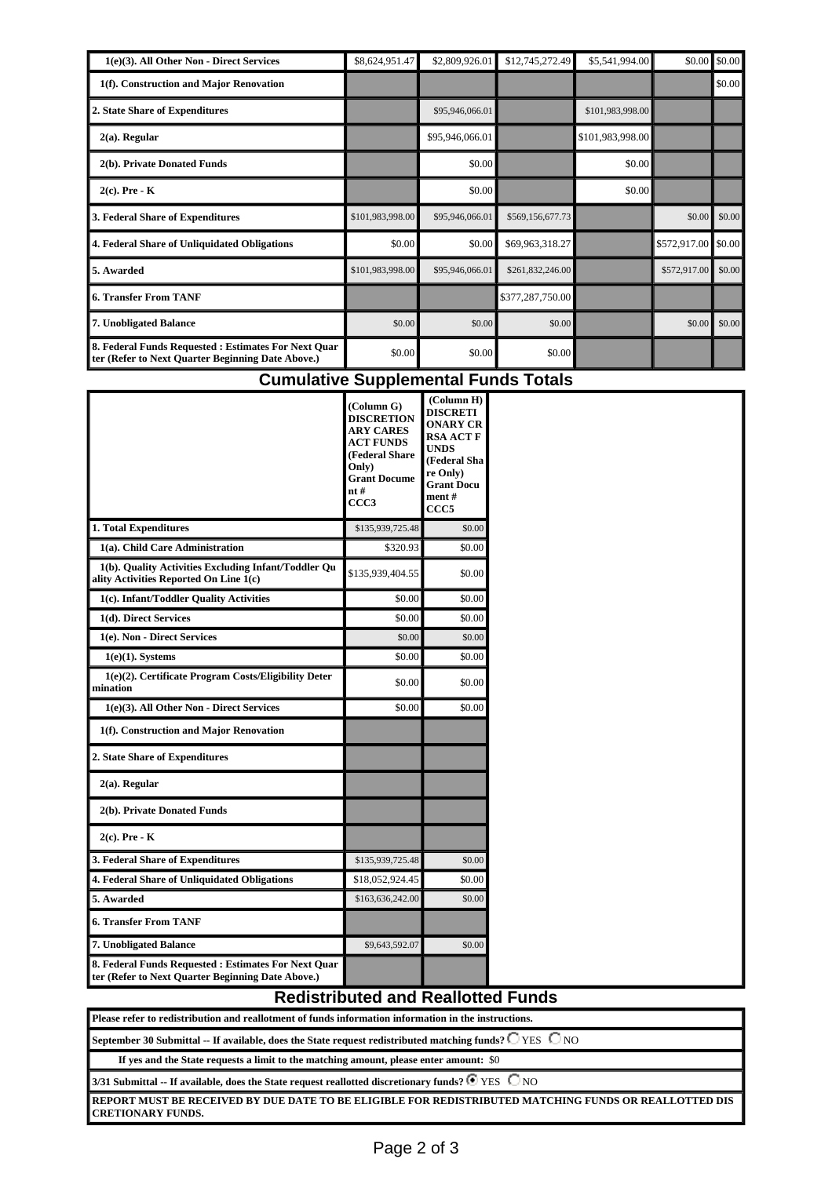| | | | | | | |
|---|---|---|---|---|---|---|
| 1(e)(3). All Other Non - Direct Services | $8,624,951.47 | $2,809,926.01 | $12,745,272.49 | $5,541,994.00 | $0.00 | $0.00 |
| 1(f). Construction and Major Renovation | | | | | | $0.00 |
| 2. State Share of Expenditures | | $95,946,066.01 | | $101,983,998.00 | | |
| 2(a). Regular | | $95,946,066.01 | | $101,983,998.00 | | |
| 2(b). Private Donated Funds | | $0.00 | | $0.00 | | |
| 2(c). Pre - K | | $0.00 | | $0.00 | | |
| 3. Federal Share of Expenditures | $101,983,998.00 | $95,946,066.01 | $569,156,677.73 | | $0.00 | $0.00 |
| 4. Federal Share of Unliquidated Obligations | $0.00 | $0.00 | $69,963,318.27 | | $572,917.00 | $0.00 |
| 5. Awarded | $101,983,998.00 | $95,946,066.01 | $261,832,246.00 | | $572,917.00 | $0.00 |
| 6. Transfer From TANF | | | $377,287,750.00 | | | |
| 7. Unobligated Balance | $0.00 | $0.00 | $0.00 | | $0.00 | $0.00 |
| 8. Federal Funds Requested : Estimates For Next Quarter (Refer to Next Quarter Beginning Date Above.) | $0.00 | $0.00 | $0.00 | | | |

## Cumulative Supplemental Funds Totals

| | (Column G) DISCRETIONARY CARES ACT FUNDS (Federal Share Only) Grant Document # CCC3 | (Column H) DISCRETIONARY CRRSA ACT FUNDS (Federal Share Only) Grant Document # CCC5 |
|---|---|---|
| 1. Total Expenditures | $135,939,725.48 | $0.00 |
| 1(a). Child Care Administration | $320.93 | $0.00 |
| 1(b). Quality Activities Excluding Infant/Toddler Quality Activities Reported On Line 1(c) | $135,939,404.55 | $0.00 |
| 1(c). Infant/Toddler Quality Activities | $0.00 | $0.00 |
| 1(d). Direct Services | $0.00 | $0.00 |
| 1(e). Non - Direct Services | $0.00 | $0.00 |
| 1(e)(1). Systems | $0.00 | $0.00 |
| 1(e)(2). Certificate Program Costs/Eligibility Determination | $0.00 | $0.00 |
| 1(e)(3). All Other Non - Direct Services | $0.00 | $0.00 |
| 1(f). Construction and Major Renovation | | |
| 2. State Share of Expenditures | | |
| 2(a). Regular | | |
| 2(b). Private Donated Funds | | |
| 2(c). Pre - K | | |
| 3. Federal Share of Expenditures | $135,939,725.48 | $0.00 |
| 4. Federal Share of Unliquidated Obligations | $18,052,924.45 | $0.00 |
| 5. Awarded | $163,636,242.00 | $0.00 |
| 6. Transfer From TANF | | |
| 7. Unobligated Balance | $9,643,592.07 | $0.00 |
| 8. Federal Funds Requested : Estimates For Next Quarter (Refer to Next Quarter Beginning Date Above.) | | |

## Redistributed and Reallotted Funds

**Please refer to redistribution and reallotment of funds information information in the instructions.**

**September 30 Submittal -- If available, does the State request redistributed matching funds?** ○ YES ○ NO

**If yes and the State requests a limit to the matching amount, please enter amount:** $0

**3/31 Submittal -- If available, does the State request reallotted discretionary funds?** ◉ YES ○ NO

**REPORT MUST BE RECEIVED BY DUE DATE TO BE ELIGIBLE FOR REDISTRIBUTED MATCHING FUNDS OR REALLOTTED DISCRETIONARY FUNDS.**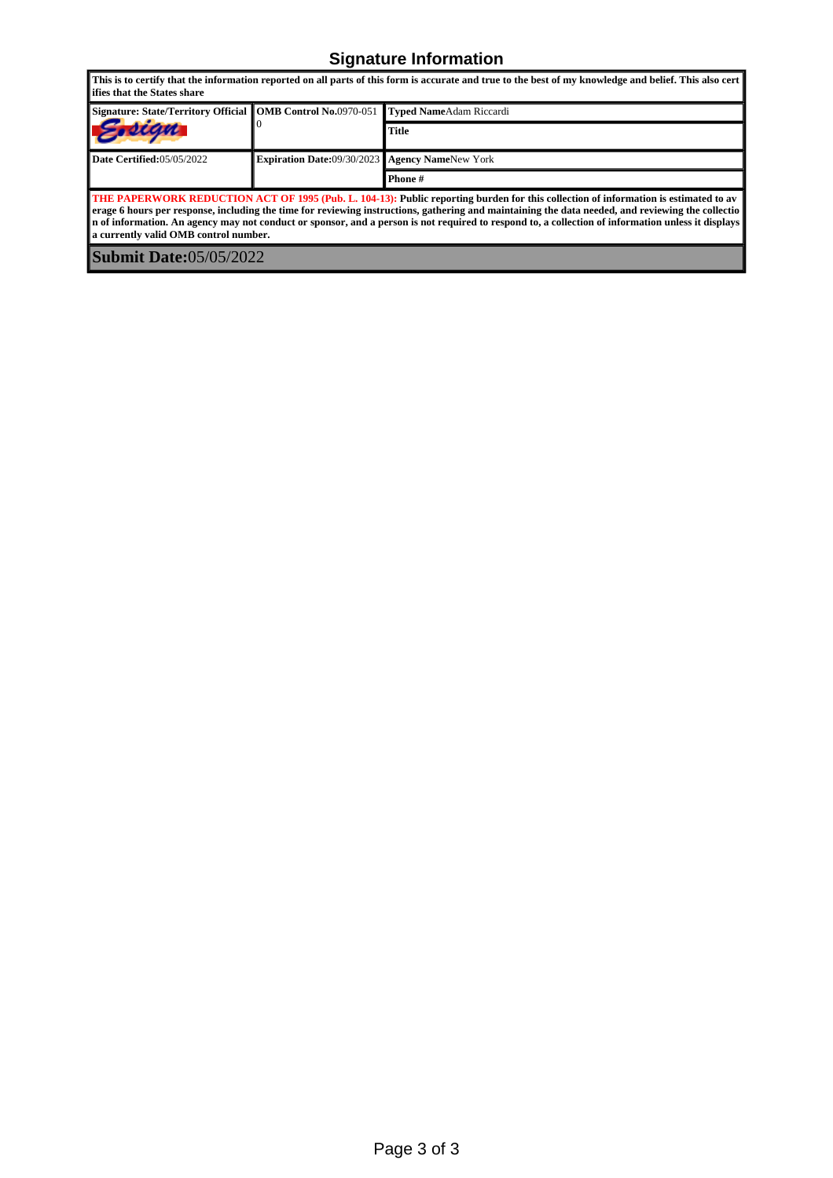## Signature Information

| | | |
|---|---|---|
| **This is to certify that the information reported on all parts of this form is accurate and true to the best of my knowledge and belief. This also certifies that the States share** | | |
| **Signature: State/Territory Official** Esign | **OMB Control No.**0970-0510 | **Typed Name**Adam Riccardi |
| | | **Title** |
| **Date Certified:**05/05/2022 | **Expiration Date:**09/30/2023 | **Agency Name**New York |
| | | **Phone #** |
| **THE PAPERWORK REDUCTION ACT OF 1995 (Pub. L. 104-13): Public reporting burden for this collection of information is estimated to average 6 hours per response, including the time for reviewing instructions, gathering and maintaining the data needed, and reviewing the collection of information. An agency may not conduct or sponsor, and a person is not required to respond to, a collection of information unless it displays a currently valid OMB control number.** | | |
| **Submit Date:**05/05/2022 | | |